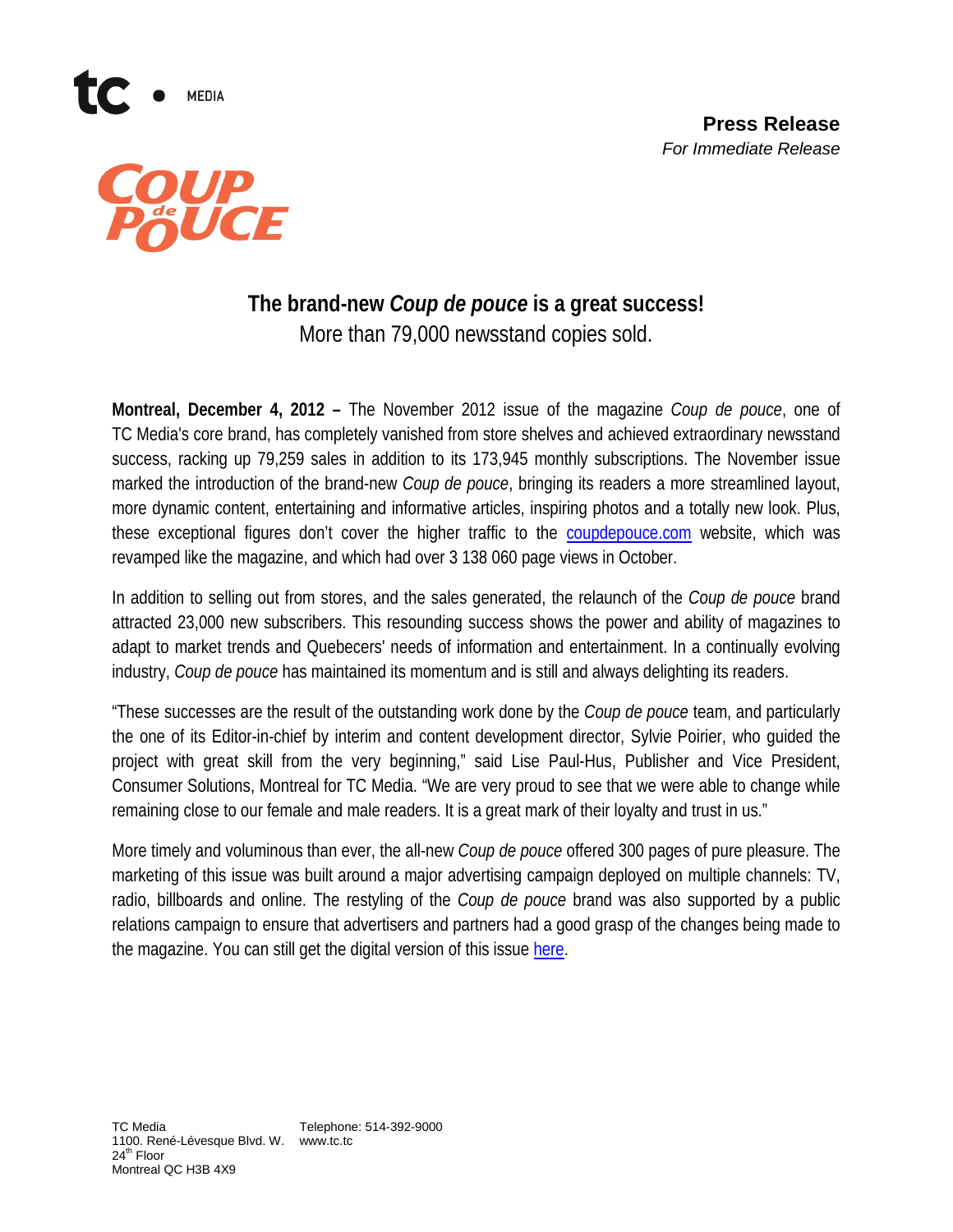**Press Release**
*For Immediate Release*

# The brand-new *Coup de pouce* is a great success!

More than 79,000 newsstand copies sold.

**Montreal, December 4, 2012 –** The November 2012 issue of the magazine *Coup de pouce*, one of TC Media's core brand, has completely vanished from store shelves and achieved extraordinary newsstand success, racking up 79,259 sales in addition to its 173,945 monthly subscriptions. The November issue marked the introduction of the brand-new *Coup de pouce*, bringing its readers a more streamlined layout, more dynamic content, entertaining and informative articles, inspiring photos and a totally new look. Plus, these exceptional figures don't cover the higher traffic to the coupdepouce.com website, which was revamped like the magazine, and which had over 3 138 060 page views in October.

In addition to selling out from stores, and the sales generated, the relaunch of the *Coup de pouce* brand attracted 23,000 new subscribers. This resounding success shows the power and ability of magazines to adapt to market trends and Quebecers' needs of information and entertainment. In a continually evolving industry, *Coup de pouce* has maintained its momentum and is still and always delighting its readers.

"These successes are the result of the outstanding work done by the *Coup de pouce* team, and particularly the one of its Editor-in-chief by interim and content development director, Sylvie Poirier, who guided the project with great skill from the very beginning," said Lise Paul-Hus, Publisher and Vice President, Consumer Solutions, Montreal for TC Media. "We are very proud to see that we were able to change while remaining close to our female and male readers. It is a great mark of their loyalty and trust in us."

More timely and voluminous than ever, the all-new *Coup de pouce* offered 300 pages of pure pleasure. The marketing of this issue was built around a major advertising campaign deployed on multiple channels: TV, radio, billboards and online. The restyling of the *Coup de pouce* brand was also supported by a public relations campaign to ensure that advertisers and partners had a good grasp of the changes being made to the magazine. You can still get the digital version of this issue here.

TC Media
1100. René-Lévesque Blvd. W.
24th Floor
Montreal QC H3B 4X9

Telephone: 514-392-9000
www.tc.tc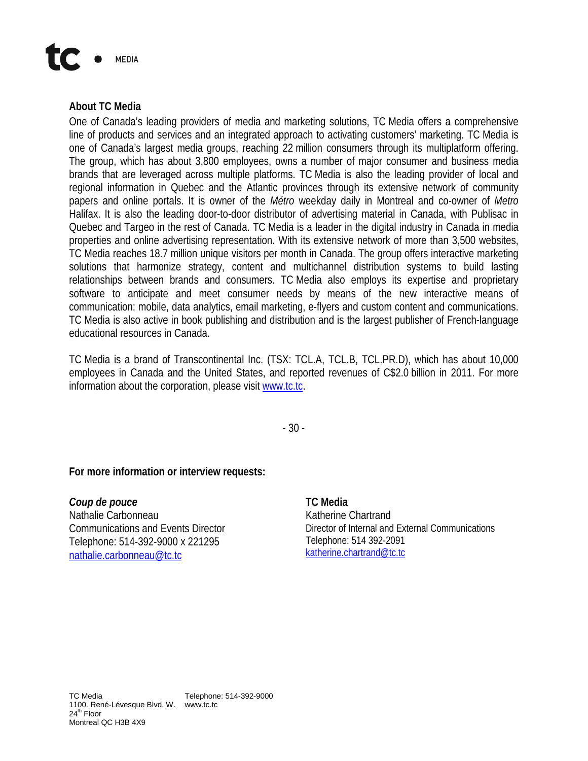## About TC Media

One of Canada's leading providers of media and marketing solutions, TC Media offers a comprehensive line of products and services and an integrated approach to activating customers' marketing. TC Media is one of Canada's largest media groups, reaching 22 million consumers through its multiplatform offering. The group, which has about 3,800 employees, owns a number of major consumer and business media brands that are leveraged across multiple platforms. TC Media is also the leading provider of local and regional information in Quebec and the Atlantic provinces through its extensive network of community papers and online portals. It is owner of the *Métro* weekday daily in Montreal and co-owner of *Metro* Halifax. It is also the leading door-to-door distributor of advertising material in Canada, with Publisac in Quebec and Targeo in the rest of Canada. TC Media is a leader in the digital industry in Canada in media properties and online advertising representation. With its extensive network of more than 3,500 websites, TC Media reaches 18.7 million unique visitors per month in Canada. The group offers interactive marketing solutions that harmonize strategy, content and multichannel distribution systems to build lasting relationships between brands and consumers. TC Media also employs its expertise and proprietary software to anticipate and meet consumer needs by means of the new interactive means of communication: mobile, data analytics, email marketing, e-flyers and custom content and communications. TC Media is also active in book publishing and distribution and is the largest publisher of French-language educational resources in Canada.

TC Media is a brand of Transcontinental Inc. (TSX: TCL.A, TCL.B, TCL.PR.D), which has about 10,000 employees in Canada and the United States, and reported revenues of C$2.0 billion in 2011. For more information about the corporation, please visit www.tc.tc.

\- 30 -

**For more information or interview requests:**

***Coup de pouce***
Nathalie Carbonneau
Communications and Events Director
Telephone: 514-392-9000 x 221295
nathalie.carbonneau@tc.tc

**TC Media**
Katherine Chartrand
Director of Internal and External Communications
Telephone: 514 392-2091
katherine.chartrand@tc.tc

TC Media
1100. René-Lévesque Blvd. W.
24th Floor
Montreal QC H3B 4X9

Telephone: 514-392-9000
www.tc.tc